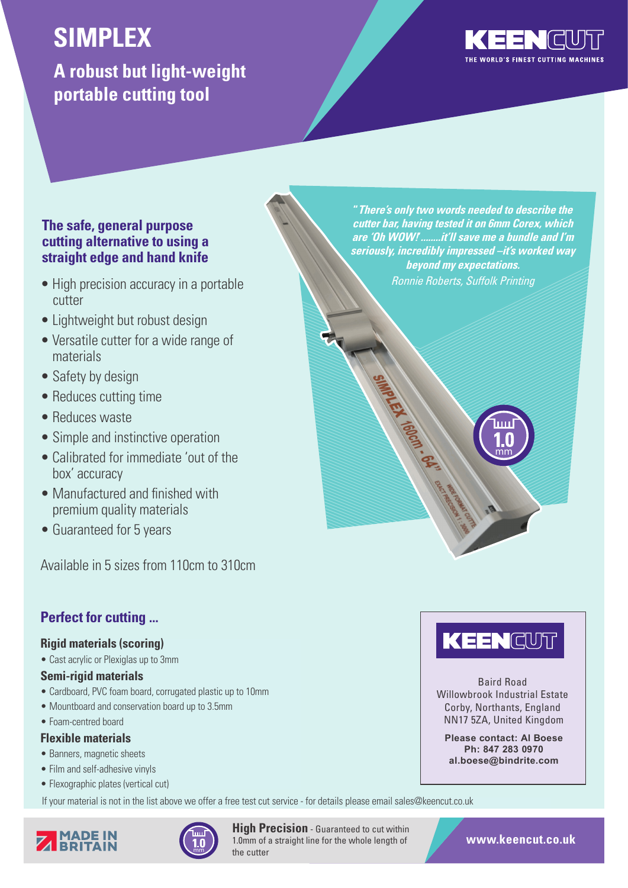# SIMPLEX

## A robust but light-weight portable cutting tool

**KEENCUT**
THE WORLD'S FINEST CUTTING MACHINES

### The safe, general purpose cutting alternative to using a straight edge and hand knife

- High precision accuracy in a portable cutter
- Lightweight but robust design
- Versatile cutter for a wide range of materials
- Safety by design
- Reduces cutting time
- Reduces waste
- Simple and instinctive operation
- Calibrated for immediate 'out of the box' accuracy
- Manufactured and finished with premium quality materials
- Guaranteed for 5 years

Available in 5 sizes from 110cm to 310cm

***"There's only two words needed to describe the cutter bar, having tested it on 6mm Corex, which are 'Oh WOW! ........it'll save me a bundle and I'm seriously, incredibly impressed –it's worked way beyond my expectations.***

*Ronnie Roberts, Suffolk Printing*

1.0 mm

### Perfect for cutting ...

**Rigid materials (scoring)**

- Cast acrylic or Plexiglas up to 3mm

**Semi-rigid materials**

- Cardboard, PVC foam board, corrugated plastic up to 10mm
- Mountboard and conservation board up to 3.5mm
- Foam-centred board

**Flexible materials**

- Banners, magnetic sheets
- Film and self-adhesive vinyls
- Flexographic plates (vertical cut)

If your material is not in the list above we offer a free test cut service - for details please email sales@keencut.co.uk

**KEENCUT**

Baird Road
Willowbrook Industrial Estate
Corby, Northants, England
NN17 5ZA, United Kingdom

**Please contact: Al Boese**
**Ph: 847 283 0970**
**al.boese@bindrite.com**

MADE IN BRITAIN

1.0 mm

**High Precision** - Guaranteed to cut within 1.0mm of a straight line for the whole length of the cutter

**www.keencut.co.uk**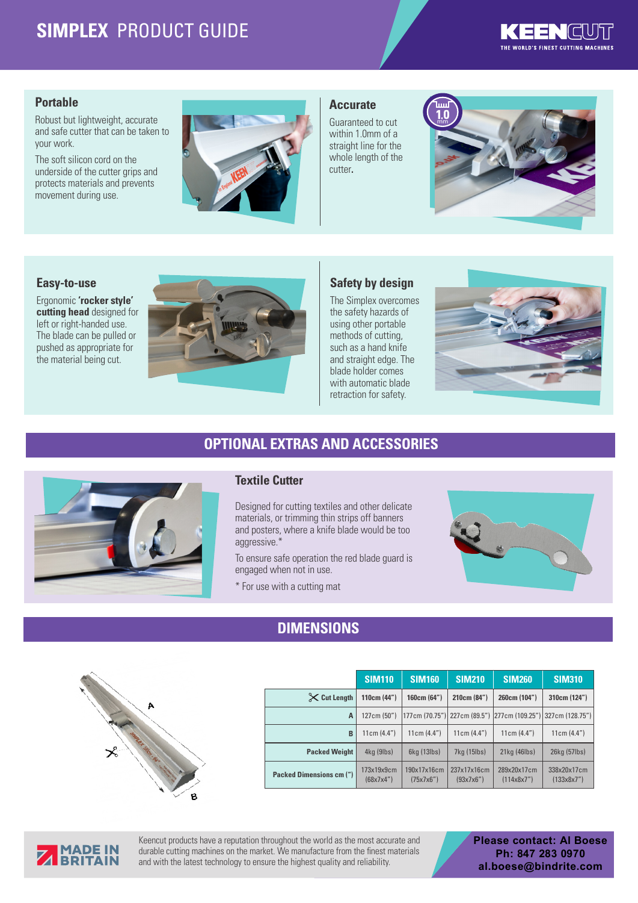# SIMPLEX PRODUCT GUIDE

KEENCUT
THE WORLD'S FINEST CUTTING MACHINES

## Portable

Robust but lightweight, accurate and safe cutter that can be taken to your work.

The soft silicon cord on the underside of the cutter grips and protects materials and prevents movement during use.

## Accurate

Guaranteed to cut within 1.0mm of a straight line for the whole length of the cutter.

## Easy-to-use

Ergonomic **'rocker style' cutting head** designed for left or right-handed use. The blade can be pulled or pushed as appropriate for the material being cut.

## Safety by design

The Simplex overcomes the safety hazards of using other portable methods of cutting, such as a hand knife and straight edge. The blade holder comes with automatic blade retraction for safety.

## OPTIONAL EXTRAS AND ACCESSORIES

### Textile Cutter

Designed for cutting textiles and other delicate materials, or trimming thin strips off banners and posters, where a knife blade would be too aggressive.*

To ensure safe operation the red blade guard is engaged when not in use.

* For use with a cutting mat

## DIMENSIONS

| | SIM110 | SIM160 | SIM210 | SIM260 | SIM310 |
|---|---|---|---|---|---|
| Cut Length | 110cm (44") | 160cm (64") | 210cm (84") | 260cm (104") | 310cm (124") |
| A | 127cm (50") | 177cm (70.75") | 227cm (89.5") | 277cm (109.25") | 327cm (128.75") |
| B | 11cm (4.4") | 11cm (4.4") | 11cm (4.4") | 11cm (4.4") | 11cm (4.4") |
| Packed Weight | 4kg (9lbs) | 6kg (13lbs) | 7kg (15lbs) | 21kg (46lbs) | 26kg (57lbs) |
| Packed Dimensions cm (") | 173x19x9cm (68x7x4") | 190x17x16cm (75x7x6") | 237x17x16cm (93x7x6") | 289x20x17cm (114x8x7") | 338x20x17cm (133x8x7") |

MADE IN BRITAIN

Keencut products have a reputation throughout the world as the most accurate and durable cutting machines on the market. We manufacture from the finest materials and with the latest technology to ensure the highest quality and reliability.

**Please contact: Al Boese**
**Ph: 847 283 0970**
**al.boese@bindrite.com**